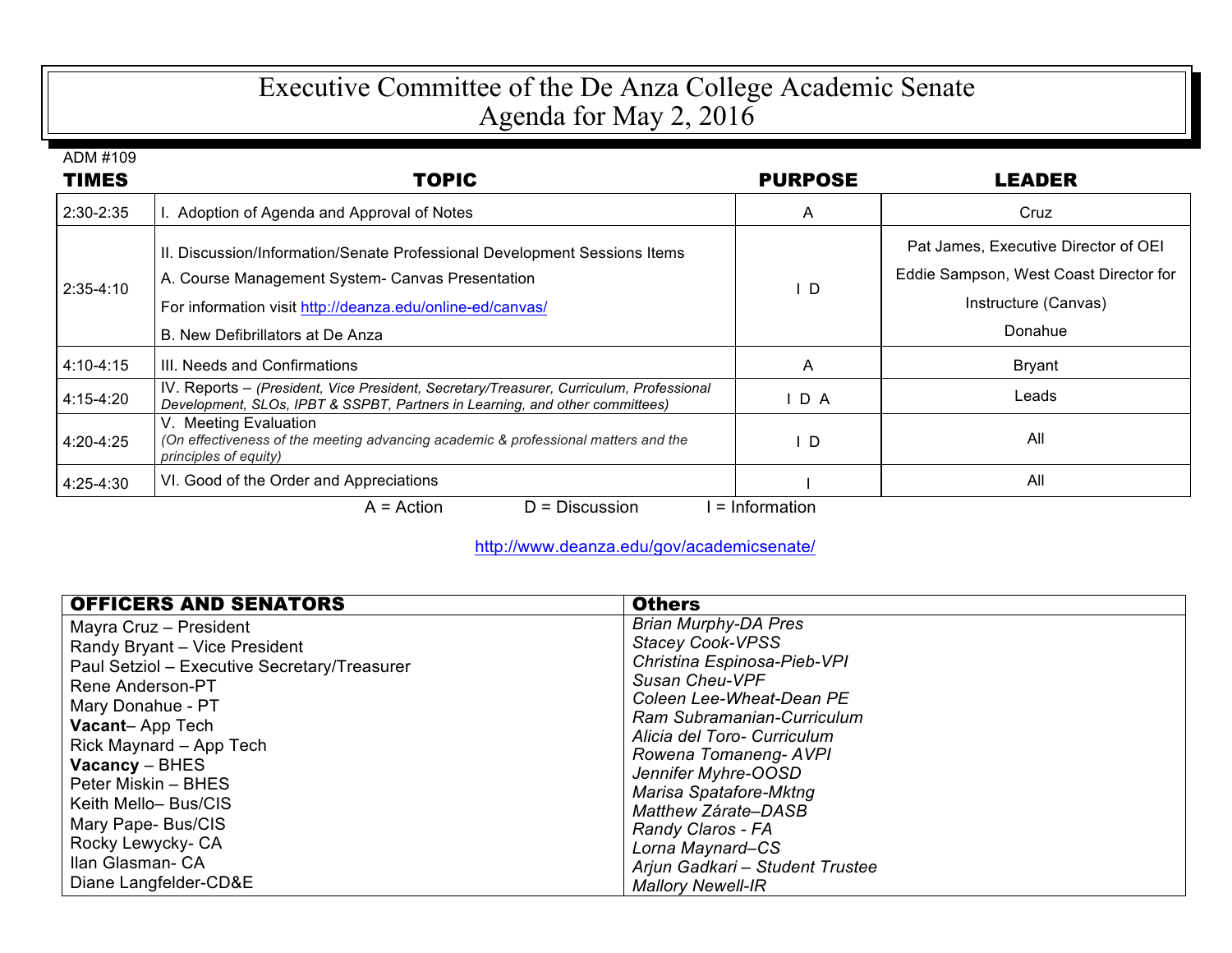# Executive Committee of the De Anza College Academic Senate
## Agenda for May 2, 2016

ADM #109

| TIMES | TOPIC | PURPOSE | LEADER |
|---|---|---|---|
| 2:30-2:35 | I. Adoption of Agenda and Approval of Notes | A | Cruz |
| 2:35-4:10 | II. Discussion/Information/Senate Professional Development Sessions Items<br>A. Course Management System- Canvas Presentation<br>For information visit http://deanza.edu/online-ed/canvas/<br>B. New Defibrillators at De Anza | I D | Pat James, Executive Director of OEI<br>Eddie Sampson, West Coast Director for Instructure (Canvas)<br>Donahue |
| 4:10-4:15 | III. Needs and Confirmations | A | Bryant |
| 4:15-4:20 | IV. Reports – *(President, Vice President, Secretary/Treasurer, Curriculum, Professional Development, SLOs, IPBT & SSPBT, Partners in Learning, and other committees)* | I D A | Leads |
| 4:20-4:25 | V. Meeting Evaluation<br>*(On effectiveness of the meeting advancing academic & professional matters and the principles of equity)* | I D | All |
| 4:25-4:30 | VI. Good of the Order and Appreciations | I | All |

A = Action D = Discussion I = Information

http://www.deanza.edu/gov/academicsenate/

| OFFICERS AND SENATORS | Others |
|---|---|
| Mayra Cruz – President | *Brian Murphy-DA Pres* |
| Randy Bryant – Vice President | *Stacey Cook-VPSS* |
| Paul Setziol – Executive Secretary/Treasurer | *Christina Espinosa-Pieb-VPI* |
| Rene Anderson-PT | *Susan Cheu-VPF* |
| Mary Donahue - PT | *Coleen Lee-Wheat-Dean PE* |
| **Vacant**– App Tech | *Ram Subramanian-Curriculum* |
| Rick Maynard – App Tech | *Alicia del Toro- Curriculum* |
| **Vacancy** – BHES | *Rowena Tomaneng- AVPI* |
| Peter Miskin – BHES | *Jennifer Myhre-OOSD* |
| Keith Mello– Bus/CIS | *Marisa Spatafore-Mktng* |
| Mary Pape- Bus/CIS | *Matthew Zárate–DASB* |
| Rocky Lewycky- CA | *Randy Claros - FA* |
| Ilan Glasman- CA | *Lorna Maynard–CS* |
| Diane Langfelder-CD&E | *Arjun Gadkari – Student Trustee* |
| | *Mallory Newell-IR* |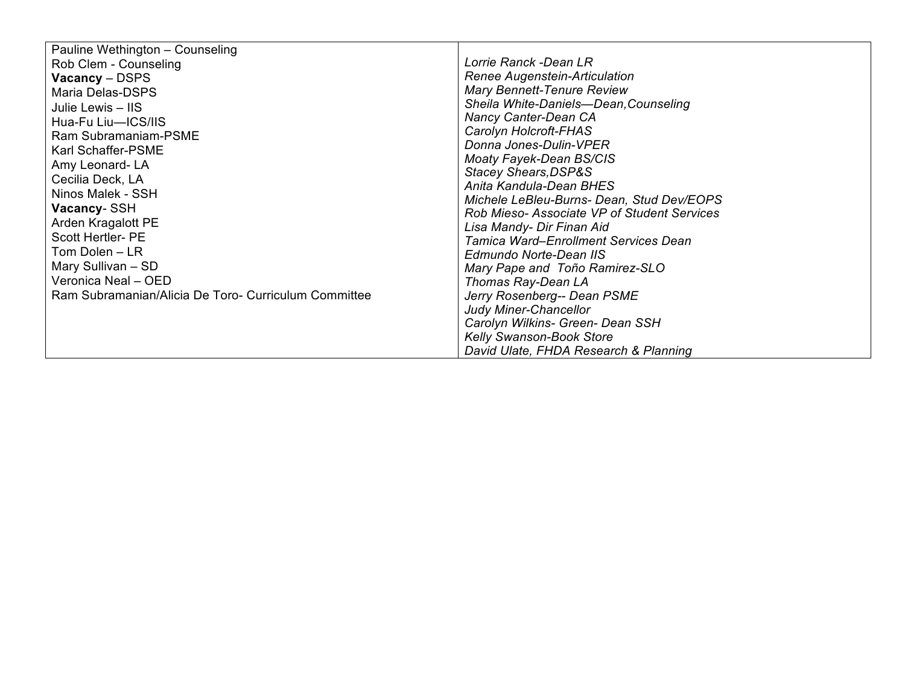| | |
|---|---|
| Pauline Wethington – Counseling<br>Rob Clem - Counseling<br>**Vacancy** – DSPS<br>Maria Delas-DSPS<br>Julie Lewis – IIS<br>Hua-Fu Liu—ICS/IIS<br>Ram Subramaniam-PSME<br>Karl Schaffer-PSME<br>Amy Leonard- LA<br>Cecilia Deck, LA<br>Ninos Malek - SSH<br>**Vacancy**- SSH<br>Arden Kragalott PE<br>Scott Hertler- PE<br>Tom Dolen – LR<br>Mary Sullivan – SD<br>Veronica Neal – OED<br>Ram Subramanian/Alicia De Toro- Curriculum Committee | *Lorrie Ranck -Dean LR*<br>*Renee Augenstein-Articulation*<br>*Mary Bennett-Tenure Review*<br>*Sheila White-Daniels—Dean,Counseling*<br>*Nancy Canter-Dean CA*<br>*Carolyn Holcroft-FHAS*<br>*Donna Jones-Dulin-VPER*<br>*Moaty Fayek-Dean BS/CIS*<br>*Stacey Shears,DSP&S*<br>*Anita Kandula-Dean BHES*<br>*Michele LeBleu-Burns- Dean, Stud Dev/EOPS*<br>*Rob Mieso- Associate VP of Student Services*<br>*Lisa Mandy- Dir Finan Aid*<br>*Tamica Ward–Enrollment Services Dean*<br>*Edmundo Norte-Dean IIS*<br>*Mary Pape and Toño Ramirez-SLO*<br>*Thomas Ray-Dean LA*<br>*Jerry Rosenberg-- Dean PSME*<br>*Judy Miner-Chancellor*<br>*Carolyn Wilkins- Green- Dean SSH*<br>*Kelly Swanson-Book Store*<br>*David Ulate, FHDA Research & Planning* |